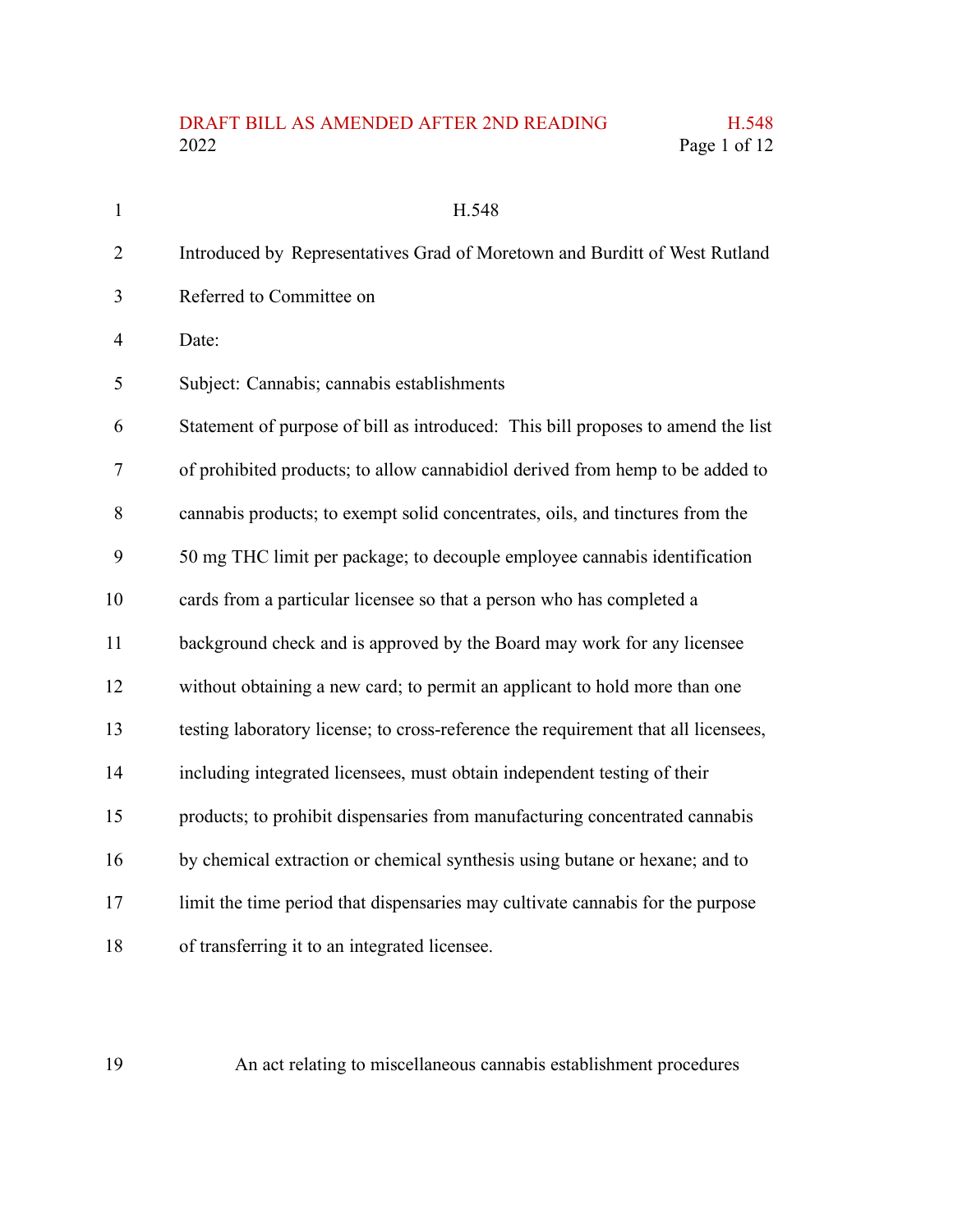H.548

Introduced by Representatives Grad of Moretown and Burditt of West Rutland

Referred to Committee on

Date:

Subject: Cannabis; cannabis establishments

Statement of purpose of bill as introduced: This bill proposes to amend the list of prohibited products; to allow cannabidiol derived from hemp to be added to cannabis products; to exempt solid concentrates, oils, and tinctures from the 50 mg THC limit per package; to decouple employee cannabis identification cards from a particular licensee so that a person who has completed a background check and is approved by the Board may work for any licensee without obtaining a new card; to permit an applicant to hold more than one testing laboratory license; to cross-reference the requirement that all licensees, including integrated licensees, must obtain independent testing of their products; to prohibit dispensaries from manufacturing concentrated cannabis by chemical extraction or chemical synthesis using butane or hexane; and to limit the time period that dispensaries may cultivate cannabis for the purpose of transferring it to an integrated licensee.

An act relating to miscellaneous cannabis establishment procedures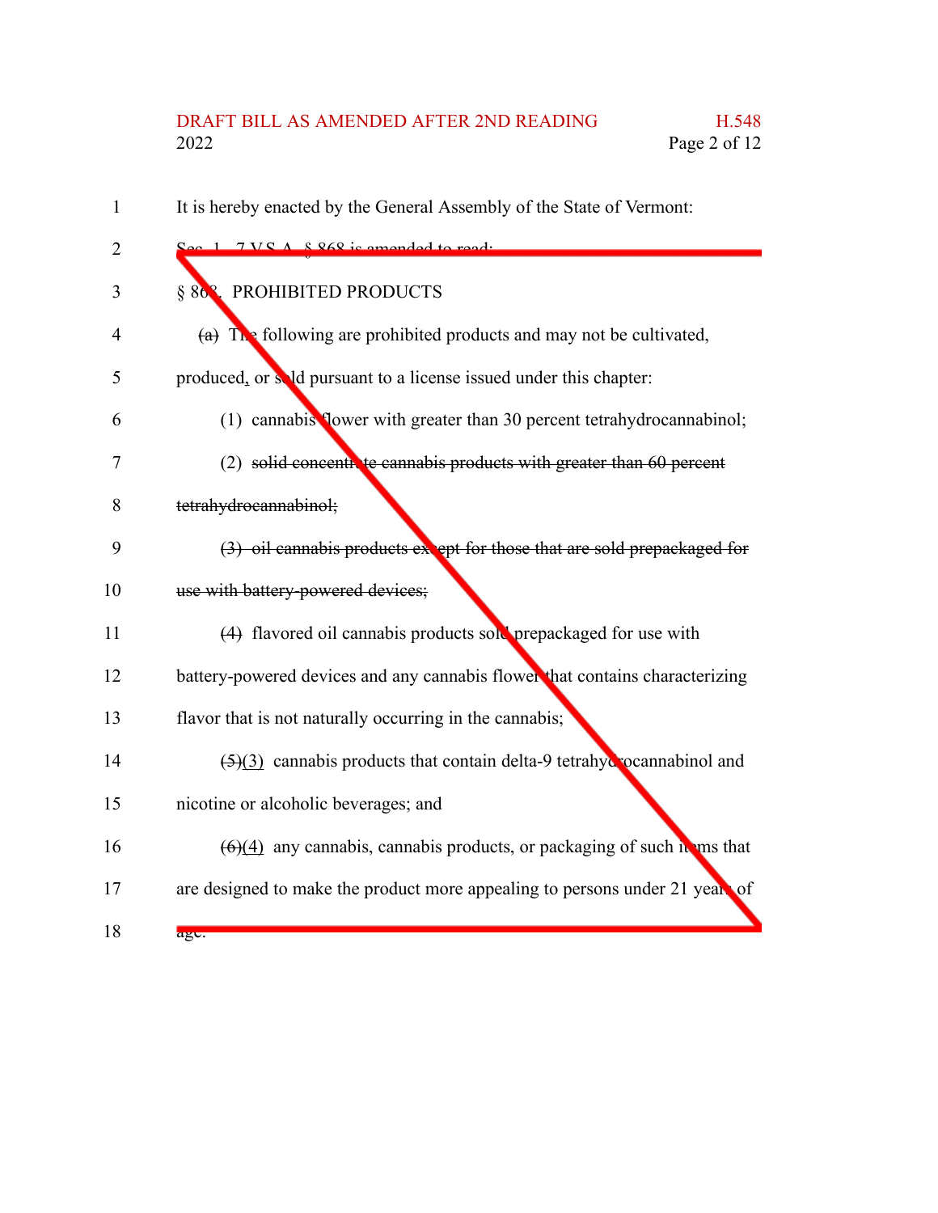It is hereby enacted by the General Assembly of the State of Vermont:

Sec. 1. 7 V.S.A. § 868 is amended to read:

§ 868. PROHIBITED PRODUCTS

~~(a)~~ The following are prohibited products and may not be cultivated, produced, or sold pursuant to a license issued under this chapter:

(1) cannabis flower with greater than 30 percent tetrahydrocannabinol;

(2) ~~solid concentrate cannabis products with greater than 60 percent tetrahydrocannabinol;~~

~~(3) oil cannabis products except for those that are sold prepackaged for use with battery-powered devices;~~

~~(4)~~ flavored oil cannabis products sold prepackaged for use with battery-powered devices and any cannabis flower that contains characterizing flavor that is not naturally occurring in the cannabis;

~~(5)~~(3) cannabis products that contain delta-9 tetrahydrocannabinol and nicotine or alcoholic beverages; and

~~(6)~~(4) any cannabis, cannabis products, or packaging of such items that are designed to make the product more appealing to persons under 21 years of age.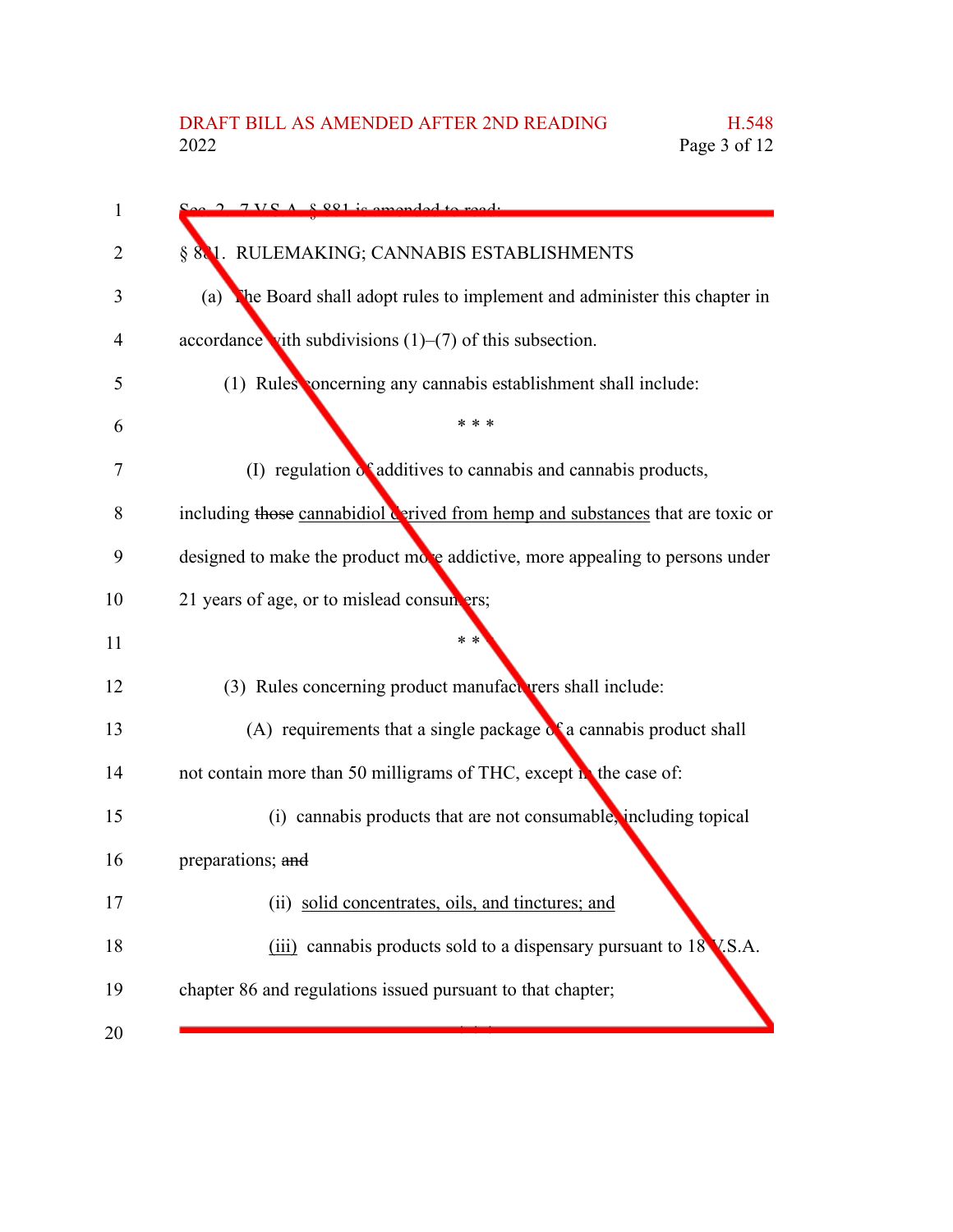Sec. 2. 7 V.S.A. § 881 is amended to read:

§ 881. RULEMAKING; CANNABIS ESTABLISHMENTS

(a) The Board shall adopt rules to implement and administer this chapter in accordance with subdivisions (1)–(7) of this subsection.

(1) Rules concerning any cannabis establishment shall include:

\* \* \*

(I) regulation of additives to cannabis and cannabis products, including ~~those~~ cannabidiol derived from hemp and substances that are toxic or designed to make the product more addictive, more appealing to persons under 21 years of age, or to mislead consumers;

\* \* \*

(3) Rules concerning product manufacturers shall include:

(A) requirements that a single package of a cannabis product shall not contain more than 50 milligrams of THC, except in the case of:

(i) cannabis products that are not consumable, including topical preparations; ~~and~~

(ii) solid concentrates, oils, and tinctures; and

(iii) cannabis products sold to a dispensary pursuant to 18 V.S.A. chapter 86 and regulations issued pursuant to that chapter;

\* \* \*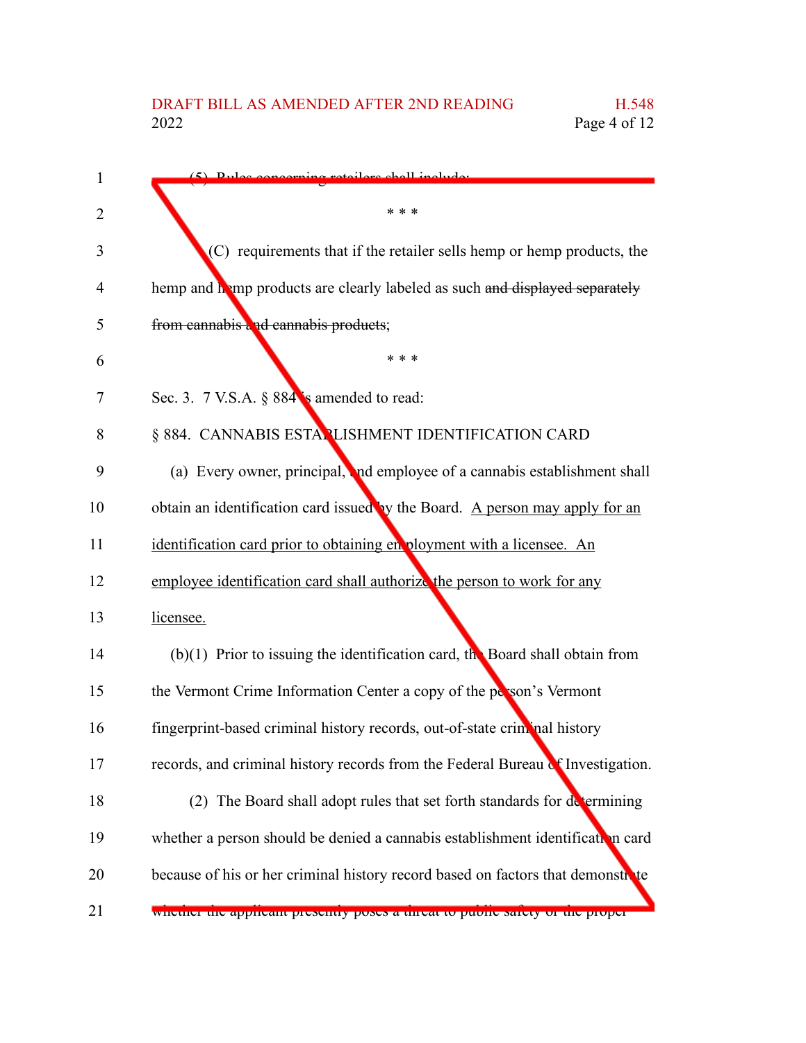(5) Rules concerning retailers shall include:

\* \* \*

(C) requirements that if the retailer sells hemp or hemp products, the hemp and hemp products are clearly labeled as such ~~and displayed separately from cannabis and cannabis products~~;

\* \* \*

Sec. 3. 7 V.S.A. § 884 is amended to read:

§ 884. CANNABIS ESTABLISHMENT IDENTIFICATION CARD

(a) Every owner, principal, and employee of a cannabis establishment shall obtain an identification card issued by the Board. <u>A person may apply for an identification card prior to obtaining employment with a licensee. An employee identification card shall authorize the person to work for any licensee.</u>

(b)(1) Prior to issuing the identification card, the Board shall obtain from the Vermont Crime Information Center a copy of the person's Vermont fingerprint-based criminal history records, out-of-state criminal history records, and criminal history records from the Federal Bureau of Investigation.

(2) The Board shall adopt rules that set forth standards for determining whether a person should be denied a cannabis establishment identification card because of his or her criminal history record based on factors that demonstrate whether the applicant presently poses a threat to public safety or the proper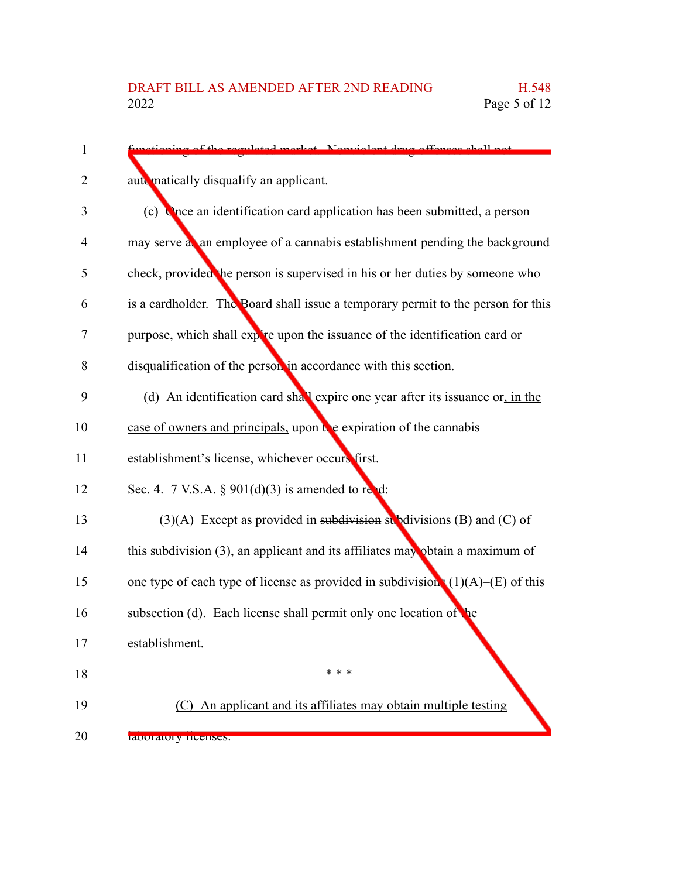functioning of the regulated market. Nonviolent drug offenses shall not automatically disqualify an applicant.

(c) Once an identification card application has been submitted, a person may serve as an employee of a cannabis establishment pending the background check, provided the person is supervised in his or her duties by someone who is a cardholder. The Board shall issue a temporary permit to the person for this purpose, which shall expire upon the issuance of the identification card or disqualification of the person in accordance with this section.

(d) An identification card shall expire one year after its issuance or, in the case of owners and principals, upon the expiration of the cannabis establishment's license, whichever occurs first.

Sec. 4. 7 V.S.A. § 901(d)(3) is amended to read:

(3)(A) Except as provided in ~~subdivision~~ subdivisions (B) and (C) of this subdivision (3), an applicant and its affiliates may obtain a maximum of one type of each type of license as provided in subdivisions (1)(A)–(E) of this subsection (d). Each license shall permit only one location of the establishment.

\* \* \*

(C) An applicant and its affiliates may obtain multiple testing laboratory licenses.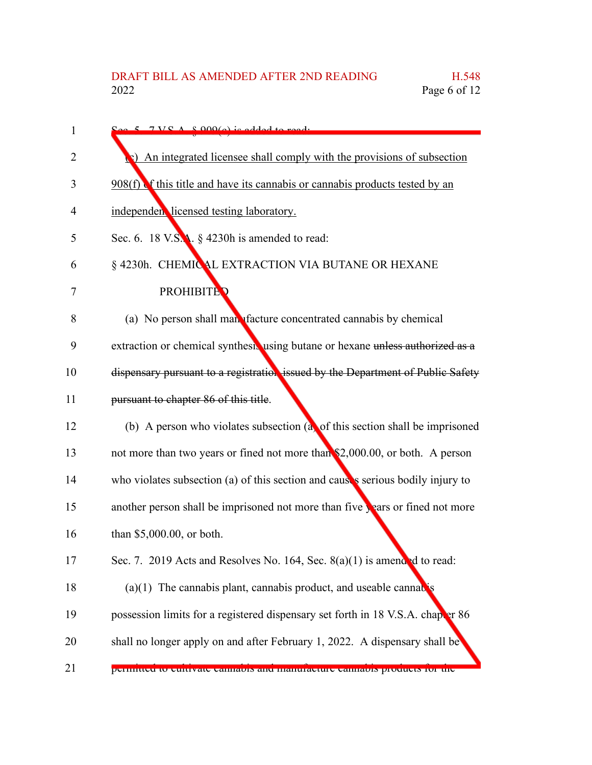Sec. 5. 7 V.S.A. § 909(e) is added to read:

(e) An integrated licensee shall comply with the provisions of subsection 908(f) of this title and have its cannabis or cannabis products tested by an independent licensed testing laboratory.

Sec. 6. 18 V.S.A. § 4230h is amended to read:

§ 4230h. CHEMICAL EXTRACTION VIA BUTANE OR HEXANE PROHIBITED

(a) No person shall manufacture concentrated cannabis by chemical extraction or chemical synthesis using butane or hexane ~~unless authorized as a dispensary pursuant to a registration issued by the Department of Public Safety pursuant to chapter 86 of this title~~.

(b) A person who violates subsection (a) of this section shall be imprisoned not more than two years or fined not more than $2,000.00, or both. A person who violates subsection (a) of this section and causes serious bodily injury to another person shall be imprisoned not more than five years or fined not more than $5,000.00, or both.

Sec. 7. 2019 Acts and Resolves No. 164, Sec. 8(a)(1) is amended to read:

(a)(1) The cannabis plant, cannabis product, and useable cannabis possession limits for a registered dispensary set forth in 18 V.S.A. chapter 86 shall no longer apply on and after February 1, 2022. A dispensary shall be permitted to cultivate cannabis and manufacture cannabis products for the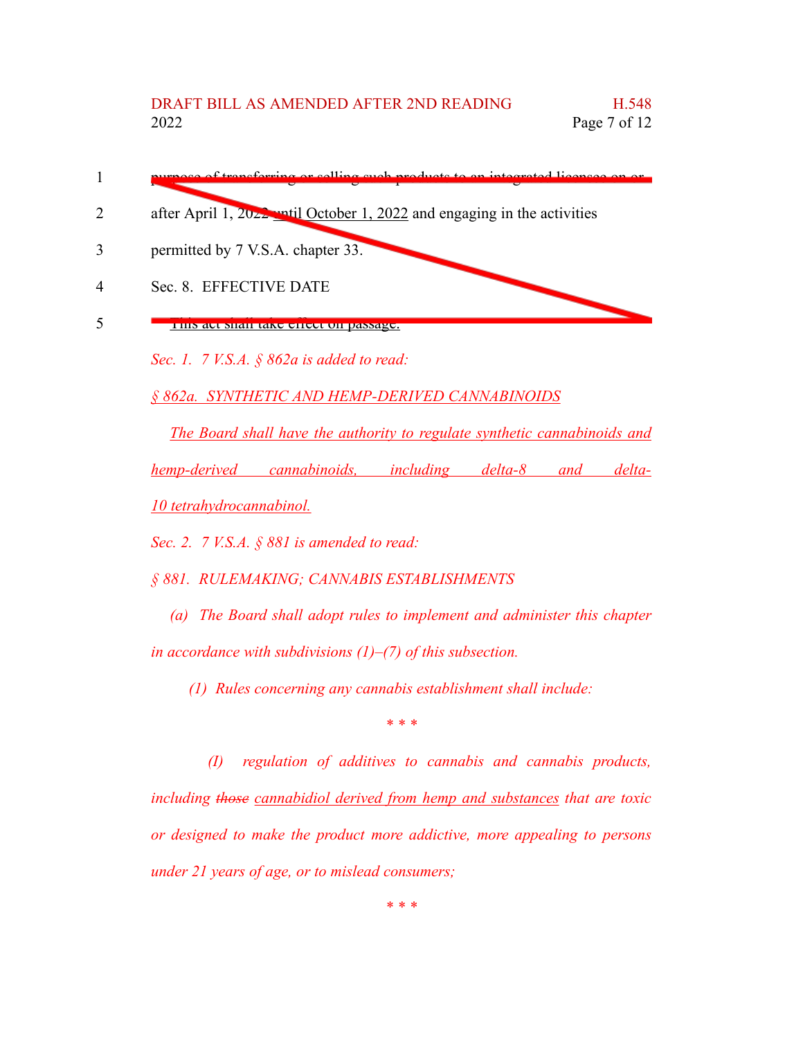purpose of transferring or selling such products to an integrated licensee on or after April 1, 2022 until October 1, 2022 and engaging in the activities permitted by 7 V.S.A. chapter 33.

Sec. 8. EFFECTIVE DATE

This act shall take effect on passage.

*Sec. 1. 7 V.S.A. § 862a is added to read:*

*§ 862a. SYNTHETIC AND HEMP-DERIVED CANNABINOIDS*

*The Board shall have the authority to regulate synthetic cannabinoids and hemp-derived cannabinoids, including delta-8 and delta-10 tetrahydrocannabinol.*

*Sec. 2. 7 V.S.A. § 881 is amended to read:*

*§ 881. RULEMAKING; CANNABIS ESTABLISHMENTS*

*(a) The Board shall adopt rules to implement and administer this chapter in accordance with subdivisions (1)–(7) of this subsection.*

*(1) Rules concerning any cannabis establishment shall include:*

\* \* \*

*(I) regulation of additives to cannabis and cannabis products, including ~~those~~ cannabidiol derived from hemp and substances that are toxic or designed to make the product more addictive, more appealing to persons under 21 years of age, or to mislead consumers;*

\* \* \*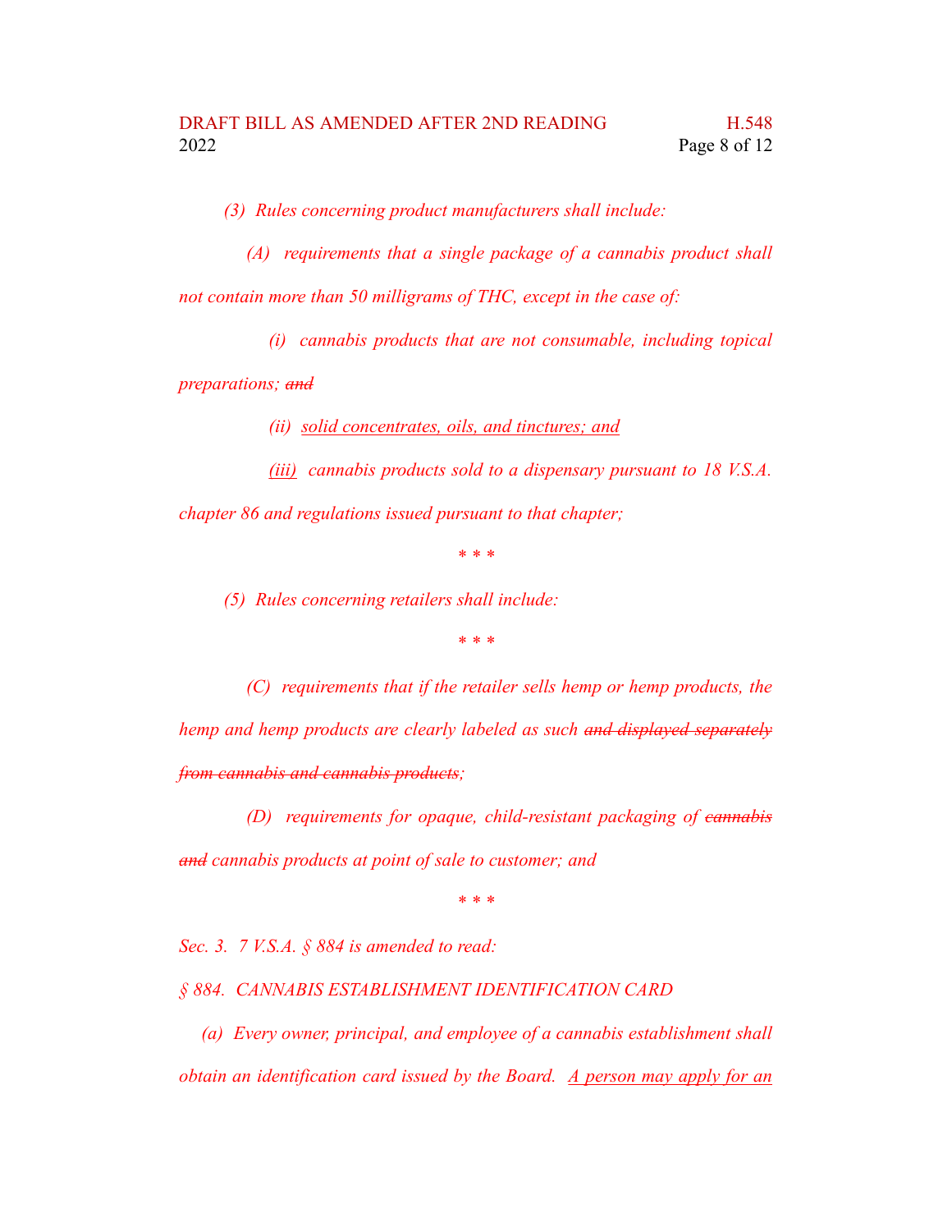*(3) Rules concerning product manufacturers shall include:*

*(A) requirements that a single package of a cannabis product shall not contain more than 50 milligrams of THC, except in the case of:*

*(i) cannabis products that are not consumable, including topical preparations; ~~and~~*

*(ii) <u>solid concentrates, oils, and tinctures; and</u>*

*<u>(iii)</u> cannabis products sold to a dispensary pursuant to 18 V.S.A. chapter 86 and regulations issued pursuant to that chapter;*

*\* \* \**

*(5) Rules concerning retailers shall include:*

*\* \* \**

*(C) requirements that if the retailer sells hemp or hemp products, the hemp and hemp products are clearly labeled as such ~~and displayed separately from cannabis and cannabis products~~;*

*(D) requirements for opaque, child-resistant packaging of ~~cannabis and~~ cannabis products at point of sale to customer; and*

*\* \* \**

*Sec. 3. 7 V.S.A. § 884 is amended to read:*

*§ 884. CANNABIS ESTABLISHMENT IDENTIFICATION CARD*

*(a) Every owner, principal, and employee of a cannabis establishment shall obtain an identification card issued by the Board. <u>A person may apply for an</u>*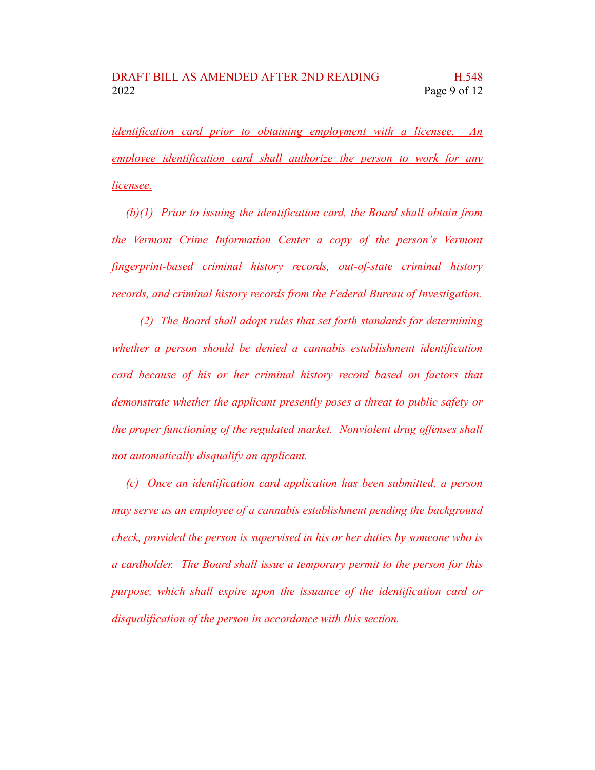<u>*identification card prior to obtaining employment with a licensee. An employee identification card shall authorize the person to work for any licensee.*</u>

*(b)(1) Prior to issuing the identification card, the Board shall obtain from the Vermont Crime Information Center a copy of the person's Vermont fingerprint-based criminal history records, out-of-state criminal history records, and criminal history records from the Federal Bureau of Investigation.*

*(2) The Board shall adopt rules that set forth standards for determining whether a person should be denied a cannabis establishment identification card because of his or her criminal history record based on factors that demonstrate whether the applicant presently poses a threat to public safety or the proper functioning of the regulated market. Nonviolent drug offenses shall not automatically disqualify an applicant.*

*(c) Once an identification card application has been submitted, a person may serve as an employee of a cannabis establishment pending the background check, provided the person is supervised in his or her duties by someone who is a cardholder. The Board shall issue a temporary permit to the person for this purpose, which shall expire upon the issuance of the identification card or disqualification of the person in accordance with this section.*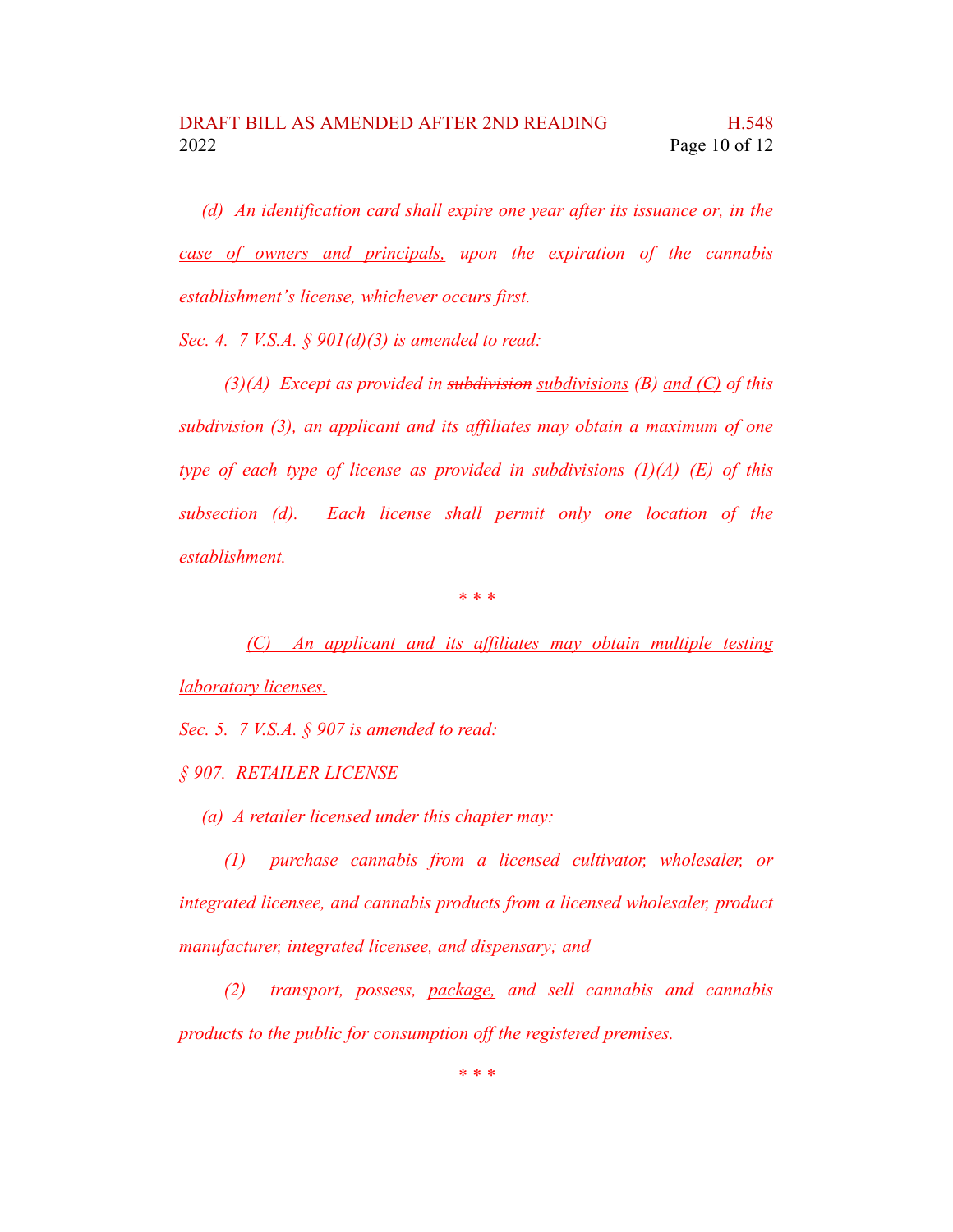*(d) An identification card shall expire one year after its issuance or, in the case of owners and principals, upon the expiration of the cannabis establishment's license, whichever occurs first.*

*Sec. 4. 7 V.S.A. § 901(d)(3) is amended to read:*

*(3)(A) Except as provided in ~~subdivision~~ subdivisions (B) and (C) of this subdivision (3), an applicant and its affiliates may obtain a maximum of one type of each type of license as provided in subdivisions (1)(A)–(E) of this subsection (d). Each license shall permit only one location of the establishment.*

\* \* \*

*(C) An applicant and its affiliates may obtain multiple testing laboratory licenses.*

*Sec. 5. 7 V.S.A. § 907 is amended to read:*

*§ 907. RETAILER LICENSE*

*(a) A retailer licensed under this chapter may:*

*(1) purchase cannabis from a licensed cultivator, wholesaler, or integrated licensee, and cannabis products from a licensed wholesaler, product manufacturer, integrated licensee, and dispensary; and*

*(2) transport, possess, package, and sell cannabis and cannabis products to the public for consumption off the registered premises.*

\* \* \*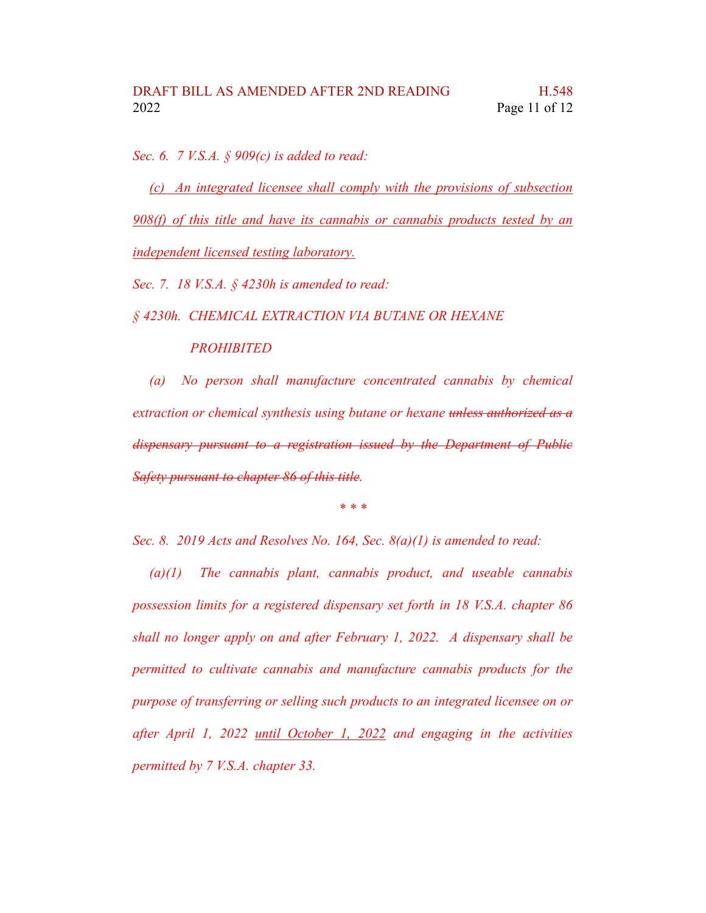*Sec. 6. 7 V.S.A. § 909(c) is added to read:*

<u>*(c) An integrated licensee shall comply with the provisions of subsection 908(f) of this title and have its cannabis or cannabis products tested by an independent licensed testing laboratory.*</u>

*Sec. 7. 18 V.S.A. § 4230h is amended to read:*

*§ 4230h. CHEMICAL EXTRACTION VIA BUTANE OR HEXANE PROHIBITED*

*(a) No person shall manufacture concentrated cannabis by chemical extraction or chemical synthesis using butane or hexane ~~unless authorized as a dispensary pursuant to a registration issued by the Department of Public Safety pursuant to chapter 86 of this title~~.*

*\* \* \**

*Sec. 8. 2019 Acts and Resolves No. 164, Sec. 8(a)(1) is amended to read:*

*(a)(1) The cannabis plant, cannabis product, and useable cannabis possession limits for a registered dispensary set forth in 18 V.S.A. chapter 86 shall no longer apply on and after February 1, 2022. A dispensary shall be permitted to cultivate cannabis and manufacture cannabis products for the purpose of transferring or selling such products to an integrated licensee on or after April 1, 2022 <u>until October 1, 2022</u> and engaging in the activities permitted by 7 V.S.A. chapter 33.*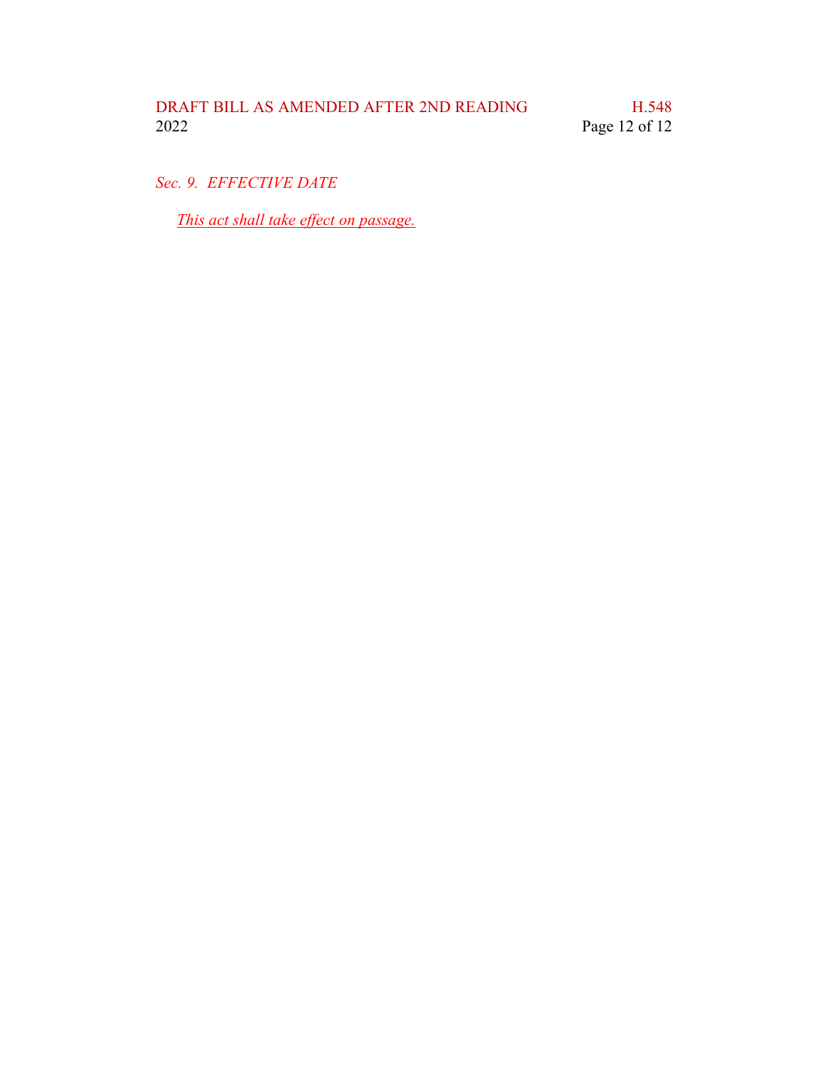*Sec. 9. EFFECTIVE DATE*

This act shall take effect on passage.